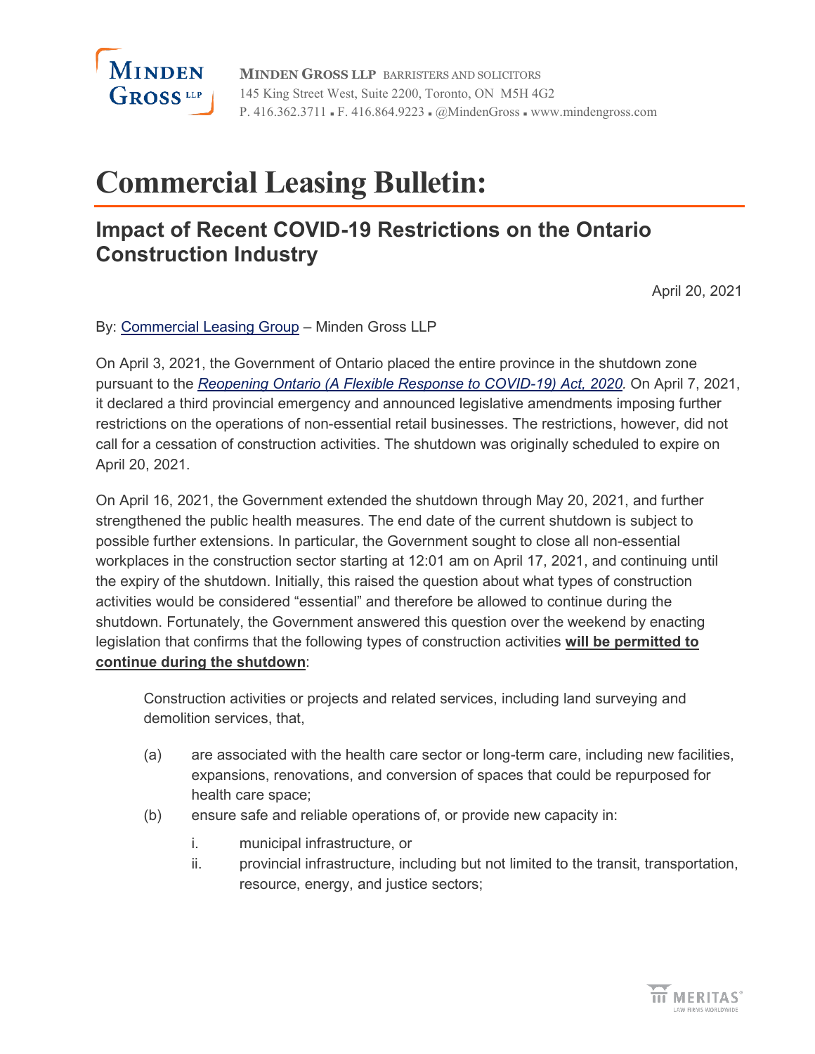MINDEN GROSS LLP BARRISTERS AND SOLICITORS
145 King Street West, Suite 2200, Toronto, ON M5H 4G2
P. 416.362.3711 ▪ F. 416.864.9223 ▪ @MindenGross ▪ www.mindengross.com

# Commercial Leasing Bulletin:

## Impact of Recent COVID-19 Restrictions on the Ontario Construction Industry

April 20, 2021

By: Commercial Leasing Group – Minden Gross LLP

On April 3, 2021, the Government of Ontario placed the entire province in the shutdown zone pursuant to the *Reopening Ontario (A Flexible Response to COVID-19) Act, 2020*. On April 7, 2021, it declared a third provincial emergency and announced legislative amendments imposing further restrictions on the operations of non-essential retail businesses. The restrictions, however, did not call for a cessation of construction activities. The shutdown was originally scheduled to expire on April 20, 2021.

On April 16, 2021, the Government extended the shutdown through May 20, 2021, and further strengthened the public health measures. The end date of the current shutdown is subject to possible further extensions. In particular, the Government sought to close all non-essential workplaces in the construction sector starting at 12:01 am on April 17, 2021, and continuing until the expiry of the shutdown. Initially, this raised the question about what types of construction activities would be considered "essential" and therefore be allowed to continue during the shutdown. Fortunately, the Government answered this question over the weekend by enacting legislation that confirms that the following types of construction activities **will be permitted to continue during the shutdown**:

> Construction activities or projects and related services, including land surveying and demolition services, that,
>
> (a) are associated with the health care sector or long-term care, including new facilities, expansions, renovations, and conversion of spaces that could be repurposed for health care space;
>
> (b) ensure safe and reliable operations of, or provide new capacity in:
>
> i. municipal infrastructure, or
>
> ii. provincial infrastructure, including but not limited to the transit, transportation, resource, energy, and justice sectors;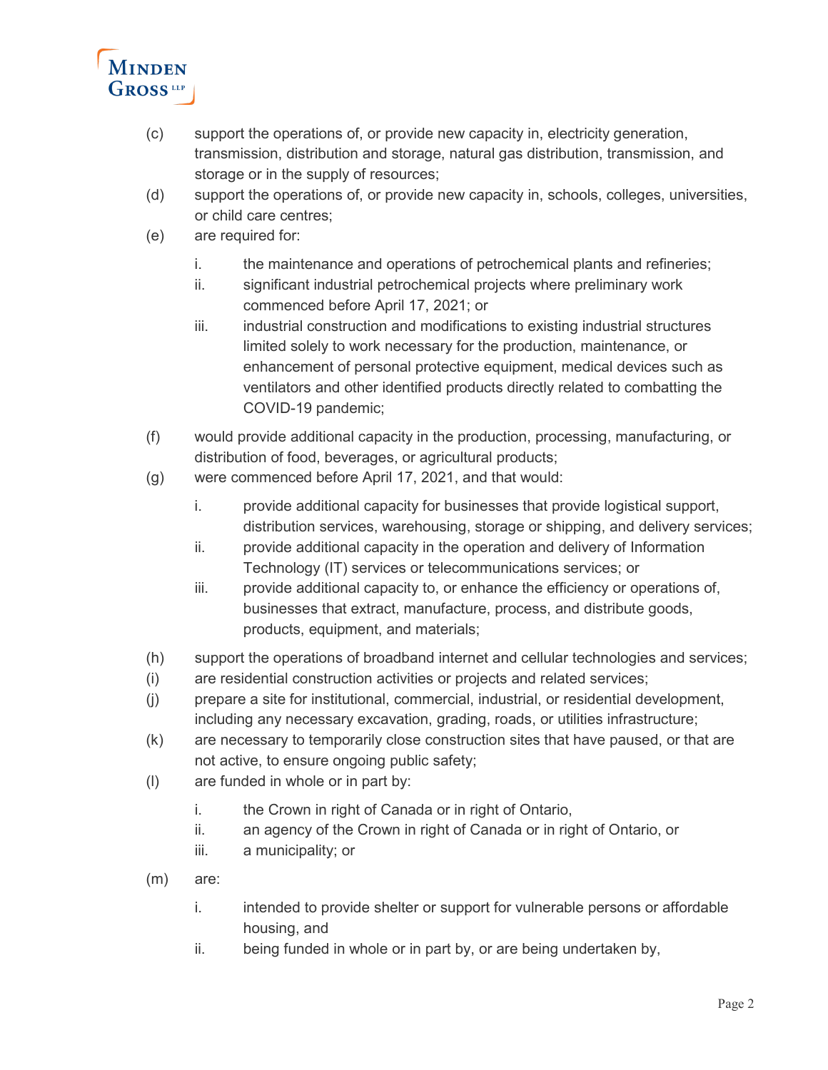(c) support the operations of, or provide new capacity in, electricity generation, transmission, distribution and storage, natural gas distribution, transmission, and storage or in the supply of resources;

(d) support the operations of, or provide new capacity in, schools, colleges, universities, or child care centres;

(e) are required for:

   i. the maintenance and operations of petrochemical plants and refineries;

   ii. significant industrial petrochemical projects where preliminary work commenced before April 17, 2021; or

   iii. industrial construction and modifications to existing industrial structures limited solely to work necessary for the production, maintenance, or enhancement of personal protective equipment, medical devices such as ventilators and other identified products directly related to combatting the COVID-19 pandemic;

(f) would provide additional capacity in the production, processing, manufacturing, or distribution of food, beverages, or agricultural products;

(g) were commenced before April 17, 2021, and that would:

   i. provide additional capacity for businesses that provide logistical support, distribution services, warehousing, storage or shipping, and delivery services;

   ii. provide additional capacity in the operation and delivery of Information Technology (IT) services or telecommunications services; or

   iii. provide additional capacity to, or enhance the efficiency or operations of, businesses that extract, manufacture, process, and distribute goods, products, equipment, and materials;

(h) support the operations of broadband internet and cellular technologies and services;

(i) are residential construction activities or projects and related services;

(j) prepare a site for institutional, commercial, industrial, or residential development, including any necessary excavation, grading, roads, or utilities infrastructure;

(k) are necessary to temporarily close construction sites that have paused, or that are not active, to ensure ongoing public safety;

(l) are funded in whole or in part by:

   i. the Crown in right of Canada or in right of Ontario,

   ii. an agency of the Crown in right of Canada or in right of Ontario, or

   iii. a municipality; or

(m) are:

   i. intended to provide shelter or support for vulnerable persons or affordable housing, and

   ii. being funded in whole or in part by, or are being undertaken by,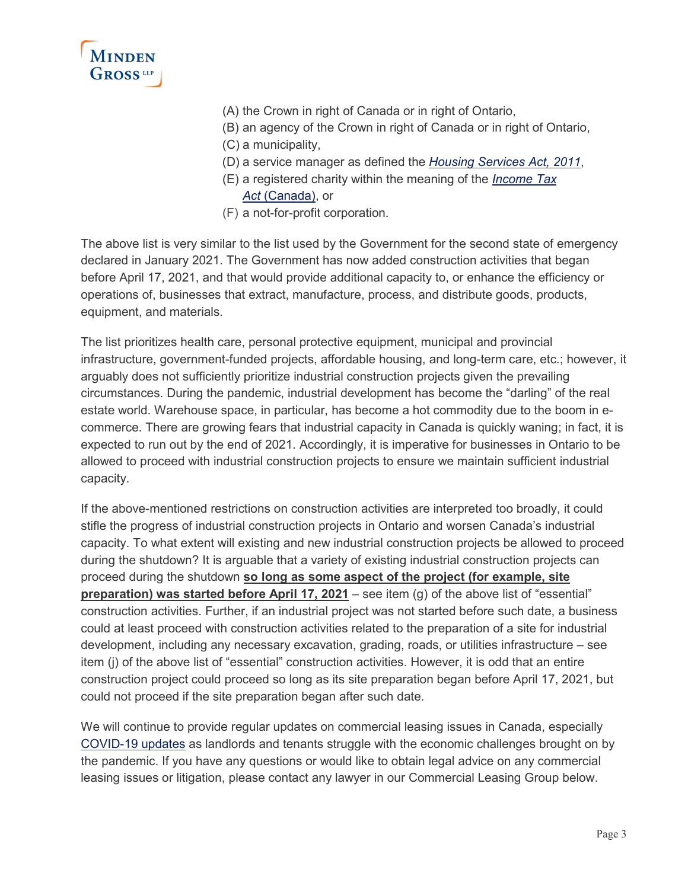(A) the Crown in right of Canada or in right of Ontario,
(B) an agency of the Crown in right of Canada or in right of Ontario,
(C) a municipality,
(D) a service manager as defined the *Housing Services Act, 2011*,
(E) a registered charity within the meaning of the *Income Tax Act* (Canada), or
(F) a not-for-profit corporation.

The above list is very similar to the list used by the Government for the second state of emergency declared in January 2021. The Government has now added construction activities that began before April 17, 2021, and that would provide additional capacity to, or enhance the efficiency or operations of, businesses that extract, manufacture, process, and distribute goods, products, equipment, and materials.

The list prioritizes health care, personal protective equipment, municipal and provincial infrastructure, government-funded projects, affordable housing, and long-term care, etc.; however, it arguably does not sufficiently prioritize industrial construction projects given the prevailing circumstances. During the pandemic, industrial development has become the "darling" of the real estate world. Warehouse space, in particular, has become a hot commodity due to the boom in e-commerce. There are growing fears that industrial capacity in Canada is quickly waning; in fact, it is expected to run out by the end of 2021. Accordingly, it is imperative for businesses in Ontario to be allowed to proceed with industrial construction projects to ensure we maintain sufficient industrial capacity.

If the above-mentioned restrictions on construction activities are interpreted too broadly, it could stifle the progress of industrial construction projects in Ontario and worsen Canada's industrial capacity. To what extent will existing and new industrial construction projects be allowed to proceed during the shutdown? It is arguable that a variety of existing industrial construction projects can proceed during the shutdown **so long as some aspect of the project (for example, site preparation) was started before April 17, 2021** – see item (g) of the above list of "essential" construction activities. Further, if an industrial project was not started before such date, a business could at least proceed with construction activities related to the preparation of a site for industrial development, including any necessary excavation, grading, roads, or utilities infrastructure – see item (j) of the above list of "essential" construction activities. However, it is odd that an entire construction project could proceed so long as its site preparation began before April 17, 2021, but could not proceed if the site preparation began after such date.

We will continue to provide regular updates on commercial leasing issues in Canada, especially COVID-19 updates as landlords and tenants struggle with the economic challenges brought on by the pandemic. If you have any questions or would like to obtain legal advice on any commercial leasing issues or litigation, please contact any lawyer in our Commercial Leasing Group below.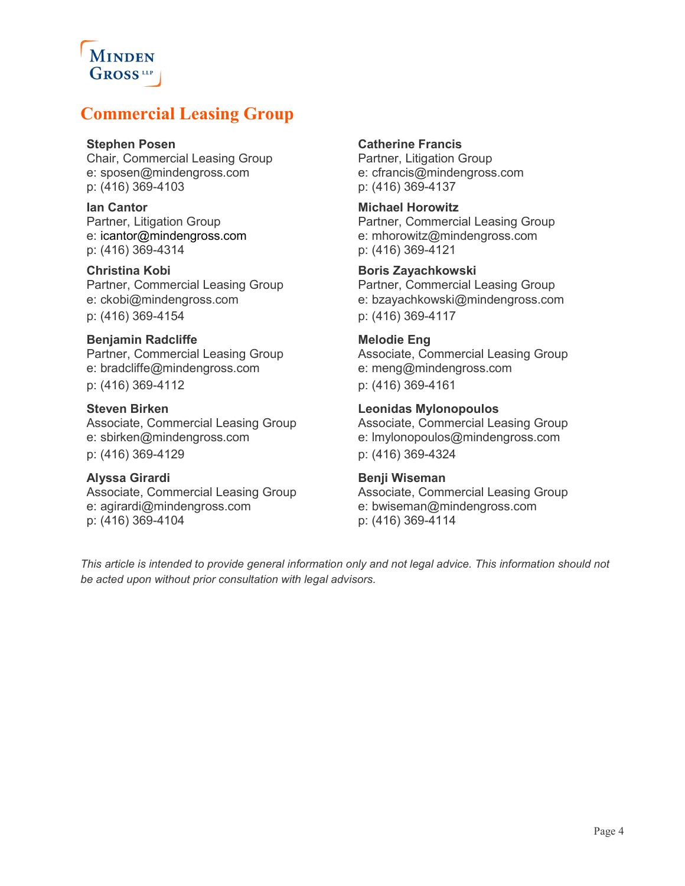## Commercial Leasing Group

**Stephen Posen**
Chair, Commercial Leasing Group
e: sposen@mindengross.com
p: (416) 369-4103

**Ian Cantor**
Partner, Litigation Group
e: icantor@mindengross.com
p: (416) 369-4314

**Christina Kobi**
Partner, Commercial Leasing Group
e: ckobi@mindengross.com
p: (416) 369-4154

**Benjamin Radcliffe**
Partner, Commercial Leasing Group
e: bradcliffe@mindengross.com
p: (416) 369-4112

**Steven Birken**
Associate, Commercial Leasing Group
e: sbirken@mindengross.com
p: (416) 369-4129

**Alyssa Girardi**
Associate, Commercial Leasing Group
e: agirardi@mindengross.com
p: (416) 369-4104

**Catherine Francis**
Partner, Litigation Group
e: cfrancis@mindengross.com
p: (416) 369-4137

**Michael Horowitz**
Partner, Commercial Leasing Group
e: mhorowitz@mindengross.com
p: (416) 369-4121

**Boris Zayachkowski**
Partner, Commercial Leasing Group
e: bzayachkowski@mindengross.com
p: (416) 369-4117

**Melodie Eng**
Associate, Commercial Leasing Group
e: meng@mindengross.com
p: (416) 369-4161

**Leonidas Mylonopoulos**
Associate, Commercial Leasing Group
e: lmylonopoulos@mindengross.com
p: (416) 369-4324

**Benji Wiseman**
Associate, Commercial Leasing Group
e: bwiseman@mindengross.com
p: (416) 369-4114

*This article is intended to provide general information only and not legal advice. This information should not be acted upon without prior consultation with legal advisors.*